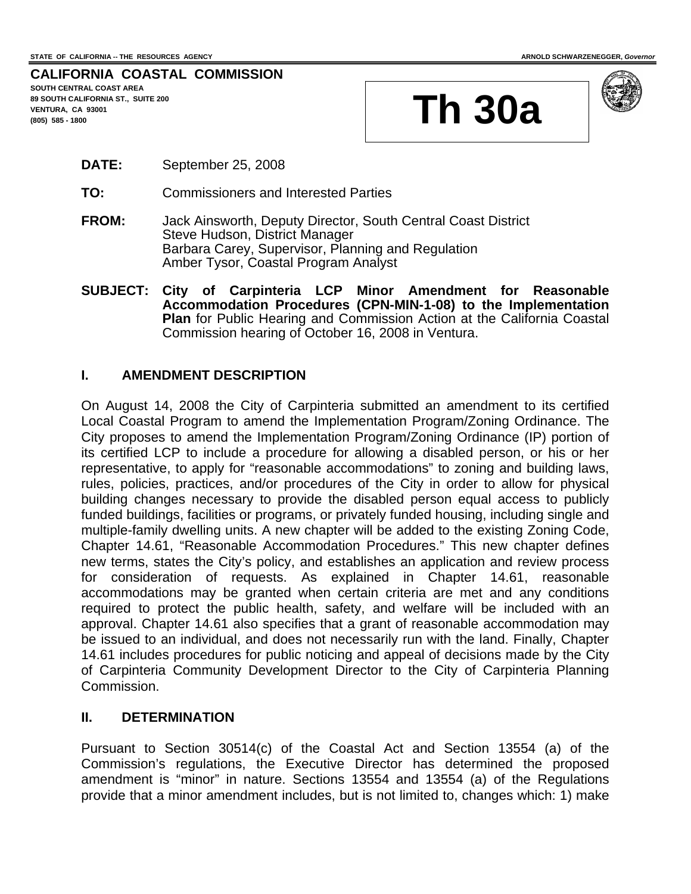STATE OF CALIFORNIA -- THE RESOURCES AGENCY | ARNOLD SCHWARZENEGGER, *Governor*

**CALIFORNIA COASTAL COMMISSION**
**SOUTH CENTRAL COAST AREA**
**89 SOUTH CALIFORNIA ST., SUITE 200**
**VENTURA, CA 93001**
**(805) 585 - 1800**

# Th 30a

**DATE:** September 25, 2008

**TO:** Commissioners and Interested Parties

**FROM:** Jack Ainsworth, Deputy Director, South Central Coast District
Steve Hudson, District Manager
Barbara Carey, Supervisor, Planning and Regulation
Amber Tysor, Coastal Program Analyst

**SUBJECT: City of Carpinteria LCP Minor Amendment for Reasonable Accommodation Procedures (CPN-MIN-1-08) to the Implementation Plan** for Public Hearing and Commission Action at the California Coastal Commission hearing of October 16, 2008 in Ventura.

## I. AMENDMENT DESCRIPTION

On August 14, 2008 the City of Carpinteria submitted an amendment to its certified Local Coastal Program to amend the Implementation Program/Zoning Ordinance. The City proposes to amend the Implementation Program/Zoning Ordinance (IP) portion of its certified LCP to include a procedure for allowing a disabled person, or his or her representative, to apply for "reasonable accommodations" to zoning and building laws, rules, policies, practices, and/or procedures of the City in order to allow for physical building changes necessary to provide the disabled person equal access to publicly funded buildings, facilities or programs, or privately funded housing, including single and multiple-family dwelling units. A new chapter will be added to the existing Zoning Code, Chapter 14.61, "Reasonable Accommodation Procedures." This new chapter defines new terms, states the City's policy, and establishes an application and review process for consideration of requests. As explained in Chapter 14.61, reasonable accommodations may be granted when certain criteria are met and any conditions required to protect the public health, safety, and welfare will be included with an approval. Chapter 14.61 also specifies that a grant of reasonable accommodation may be issued to an individual, and does not necessarily run with the land. Finally, Chapter 14.61 includes procedures for public noticing and appeal of decisions made by the City of Carpinteria Community Development Director to the City of Carpinteria Planning Commission.

## II. DETERMINATION

Pursuant to Section 30514(c) of the Coastal Act and Section 13554 (a) of the Commission's regulations, the Executive Director has determined the proposed amendment is "minor" in nature. Sections 13554 and 13554 (a) of the Regulations provide that a minor amendment includes, but is not limited to, changes which: 1) make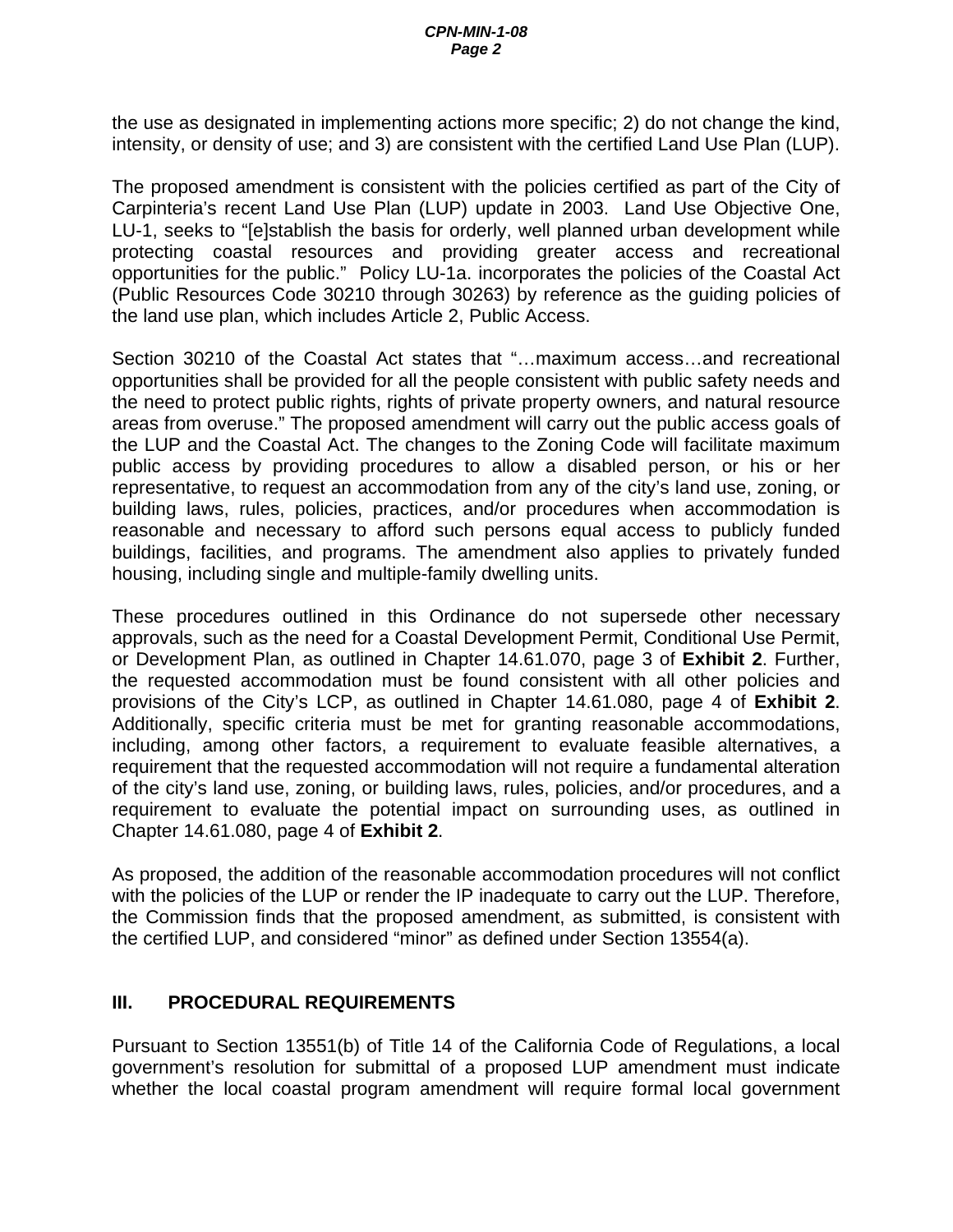the use as designated in implementing actions more specific; 2) do not change the kind, intensity, or density of use; and 3) are consistent with the certified Land Use Plan (LUP).

The proposed amendment is consistent with the policies certified as part of the City of Carpinteria's recent Land Use Plan (LUP) update in 2003. Land Use Objective One, LU-1, seeks to "[e]stablish the basis for orderly, well planned urban development while protecting coastal resources and providing greater access and recreational opportunities for the public." Policy LU-1a. incorporates the policies of the Coastal Act (Public Resources Code 30210 through 30263) by reference as the guiding policies of the land use plan, which includes Article 2, Public Access.

Section 30210 of the Coastal Act states that "…maximum access…and recreational opportunities shall be provided for all the people consistent with public safety needs and the need to protect public rights, rights of private property owners, and natural resource areas from overuse." The proposed amendment will carry out the public access goals of the LUP and the Coastal Act. The changes to the Zoning Code will facilitate maximum public access by providing procedures to allow a disabled person, or his or her representative, to request an accommodation from any of the city's land use, zoning, or building laws, rules, policies, practices, and/or procedures when accommodation is reasonable and necessary to afford such persons equal access to publicly funded buildings, facilities, and programs. The amendment also applies to privately funded housing, including single and multiple-family dwelling units.

These procedures outlined in this Ordinance do not supersede other necessary approvals, such as the need for a Coastal Development Permit, Conditional Use Permit, or Development Plan, as outlined in Chapter 14.61.070, page 3 of **Exhibit 2**. Further, the requested accommodation must be found consistent with all other policies and provisions of the City's LCP, as outlined in Chapter 14.61.080, page 4 of **Exhibit 2**. Additionally, specific criteria must be met for granting reasonable accommodations, including, among other factors, a requirement to evaluate feasible alternatives, a requirement that the requested accommodation will not require a fundamental alteration of the city's land use, zoning, or building laws, rules, policies, and/or procedures, and a requirement to evaluate the potential impact on surrounding uses, as outlined in Chapter 14.61.080, page 4 of **Exhibit 2**.

As proposed, the addition of the reasonable accommodation procedures will not conflict with the policies of the LUP or render the IP inadequate to carry out the LUP. Therefore, the Commission finds that the proposed amendment, as submitted, is consistent with the certified LUP, and considered "minor" as defined under Section 13554(a).

## III. PROCEDURAL REQUIREMENTS

Pursuant to Section 13551(b) of Title 14 of the California Code of Regulations, a local government's resolution for submittal of a proposed LUP amendment must indicate whether the local coastal program amendment will require formal local government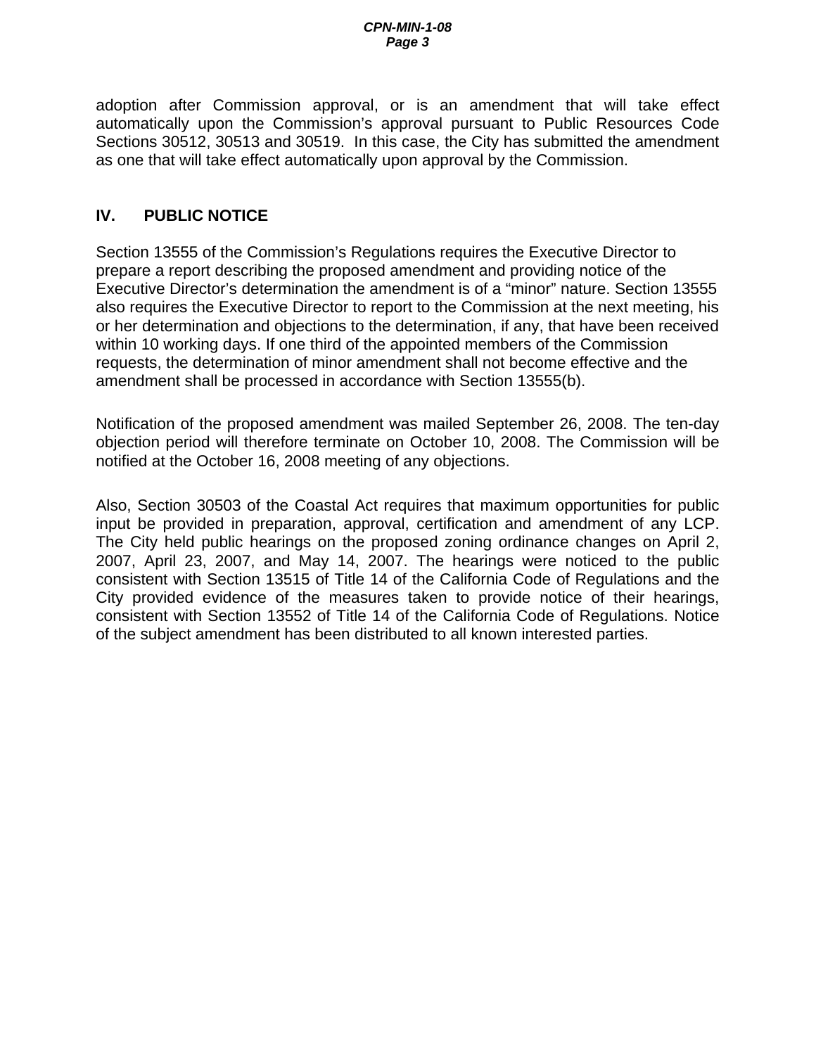adoption after Commission approval, or is an amendment that will take effect automatically upon the Commission's approval pursuant to Public Resources Code Sections 30512, 30513 and 30519. In this case, the City has submitted the amendment as one that will take effect automatically upon approval by the Commission.

## IV. PUBLIC NOTICE

Section 13555 of the Commission's Regulations requires the Executive Director to prepare a report describing the proposed amendment and providing notice of the Executive Director's determination the amendment is of a "minor" nature. Section 13555 also requires the Executive Director to report to the Commission at the next meeting, his or her determination and objections to the determination, if any, that have been received within 10 working days. If one third of the appointed members of the Commission requests, the determination of minor amendment shall not become effective and the amendment shall be processed in accordance with Section 13555(b).

Notification of the proposed amendment was mailed September 26, 2008. The ten-day objection period will therefore terminate on October 10, 2008. The Commission will be notified at the October 16, 2008 meeting of any objections.

Also, Section 30503 of the Coastal Act requires that maximum opportunities for public input be provided in preparation, approval, certification and amendment of any LCP. The City held public hearings on the proposed zoning ordinance changes on April 2, 2007, April 23, 2007, and May 14, 2007. The hearings were noticed to the public consistent with Section 13515 of Title 14 of the California Code of Regulations and the City provided evidence of the measures taken to provide notice of their hearings, consistent with Section 13552 of Title 14 of the California Code of Regulations. Notice of the subject amendment has been distributed to all known interested parties.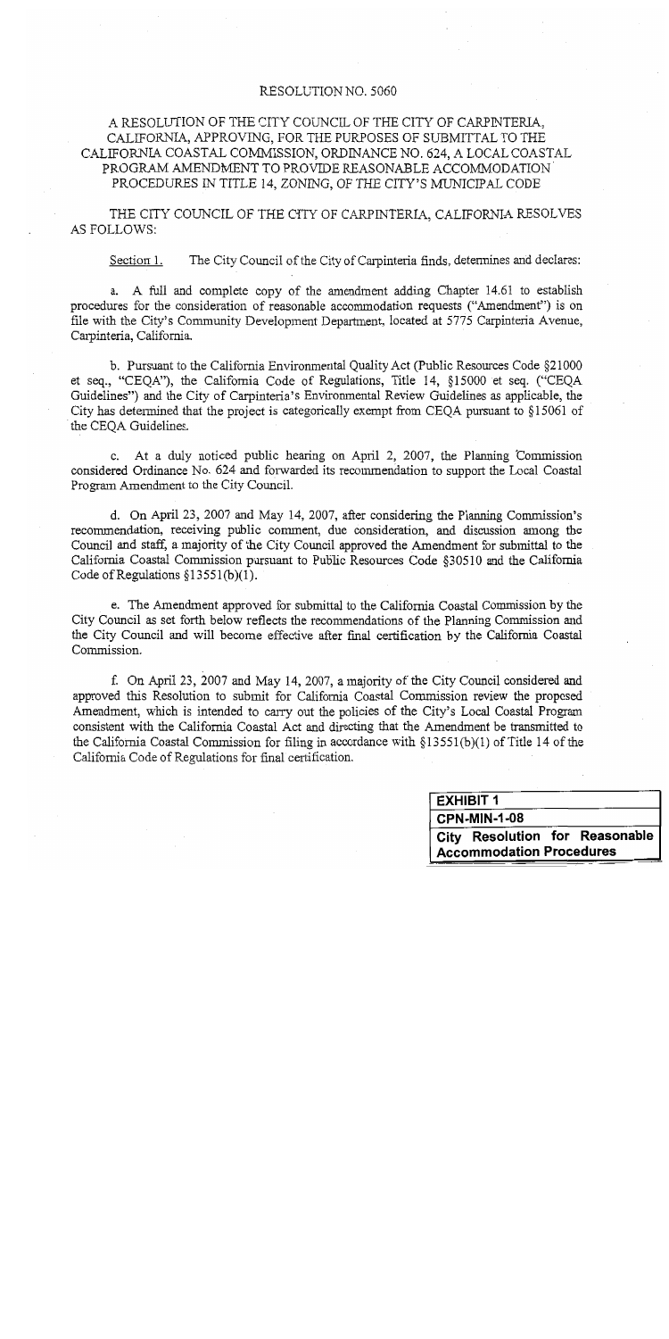RESOLUTION NO. 5060

A RESOLUTION OF THE CITY COUNCIL OF THE CITY OF CARPINTERIA, CALIFORNIA, APPROVING, FOR THE PURPOSES OF SUBMITTAL TO THE CALIFORNIA COASTAL COMMISSION, ORDINANCE NO. 624, A LOCAL COASTAL PROGRAM AMENDMENT TO PROVIDE REASONABLE ACCOMMODATION PROCEDURES IN TITLE 14, ZONING, OF THE CITY'S MUNICIPAL CODE

THE CITY COUNCIL OF THE CITY OF CARPINTERIA, CALIFORNIA RESOLVES AS FOLLOWS:

Section 1. The City Council of the City of Carpinteria finds, determines and declares:

a. A full and complete copy of the amendment adding Chapter 14.61 to establish procedures for the consideration of reasonable accommodation requests ("Amendment") is on file with the City's Community Development Department, located at 5775 Carpinteria Avenue, Carpinteria, California.

b. Pursuant to the California Environmental Quality Act (Public Resources Code §21000 et seq., "CEQA"), the California Code of Regulations, Title 14, §15000 et seq. ("CEQA Guidelines") and the City of Carpinteria's Environmental Review Guidelines as applicable, the City has determined that the project is categorically exempt from CEQA pursuant to §15061 of the CEQA Guidelines.

c. At a duly noticed public hearing on April 2, 2007, the Planning Commission considered Ordinance No. 624 and forwarded its recommendation to support the Local Coastal Program Amendment to the City Council.

d. On April 23, 2007 and May 14, 2007, after considering the Planning Commission's recommendation, receiving public comment, due consideration, and discussion among the Council and staff, a majority of the City Council approved the Amendment for submittal to the California Coastal Commission pursuant to Public Resources Code §30510 and the California Code of Regulations §13551(b)(1).

e. The Amendment approved for submittal to the California Coastal Commission by the City Council as set forth below reflects the recommendations of the Planning Commission and the City Council and will become effective after final certification by the California Coastal Commission.

f. On April 23, 2007 and May 14, 2007, a majority of the City Council considered and approved this Resolution to submit for California Coastal Commission review the proposed Amendment, which is intended to carry out the policies of the City's Local Coastal Program consistent with the California Coastal Act and directing that the Amendment be transmitted to the California Coastal Commission for filing in accordance with §13551(b)(1) of Title 14 of the California Code of Regulations for final certification.

| **EXHIBIT 1** |
|---|
| **CPN-MIN-1-08** |
| **City Resolution for Reasonable Accommodation Procedures** |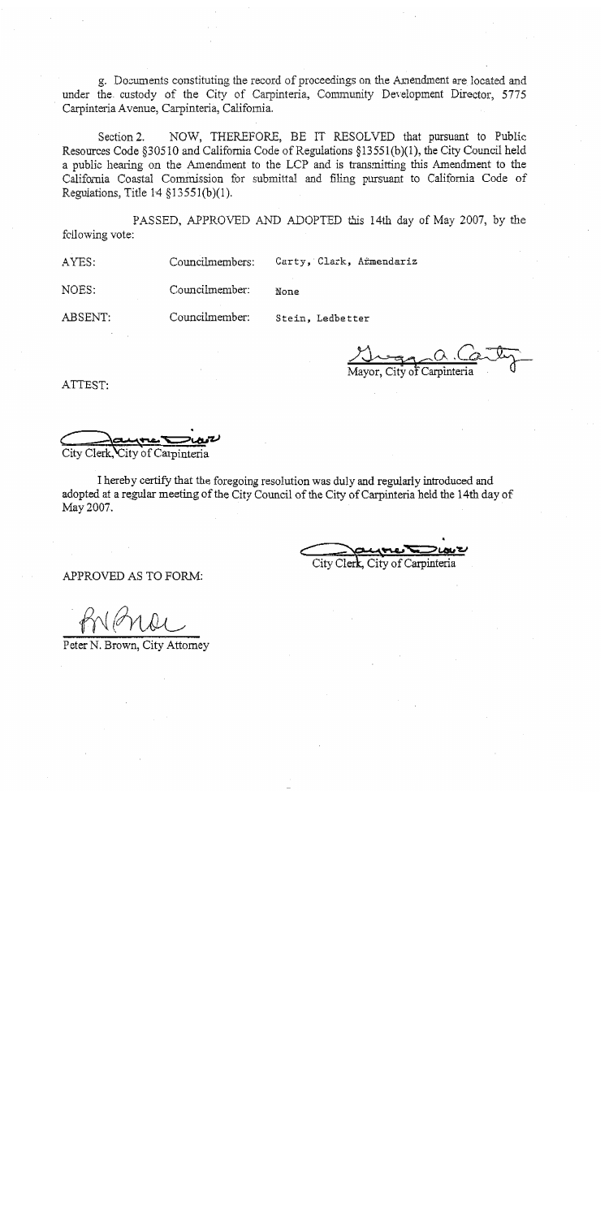g. Documents constituting the record of proceedings on the Amendment are located and under the custody of the City of Carpinteria, Community Development Director, 5775 Carpinteria Avenue, Carpinteria, California.

Section 2. NOW, THEREFORE, BE IT RESOLVED that pursuant to Public Resources Code §30510 and California Code of Regulations §13551(b)(1), the City Council held a public hearing on the Amendment to the LCP and is transmitting this Amendment to the California Coastal Commission for submittal and filing pursuant to California Code of Regulations, Title 14 §13551(b)(1).

PASSED, APPROVED AND ADOPTED this 14th day of May 2007, by the following vote:

| | | |
|---|---|---|
| AYES: | Councilmembers: | Carty, Clark, Armendariz |
| NOES: | Councilmember: | None |
| ABSENT: | Councilmember: | Stein, Ledbetter |

Mayor, City of Carpinteria

ATTEST:

City Clerk, City of Carpinteria

I hereby certify that the foregoing resolution was duly and regularly introduced and adopted at a regular meeting of the City Council of the City of Carpinteria held the 14th day of May 2007.

City Clerk, City of Carpinteria

APPROVED AS TO FORM:

Peter N. Brown, City Attorney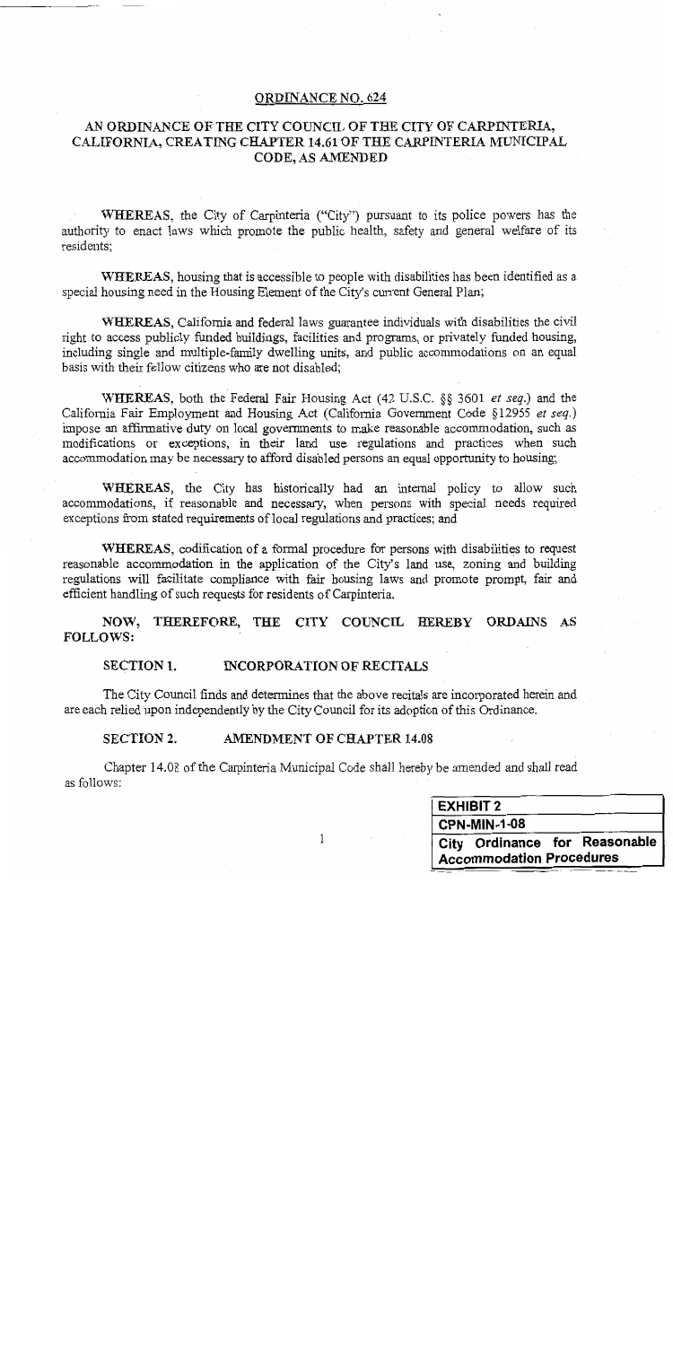## ORDINANCE NO. 624

### AN ORDINANCE OF THE CITY COUNCIL OF THE CITY OF CARPINTERIA, CALIFORNIA, CREATING CHAPTER 14.61 OF THE CARPINTERIA MUNICIPAL CODE, AS AMENDED

WHEREAS, the City of Carpinteria ("City") pursuant to its police powers has the authority to enact laws which promote the public health, safety and general welfare of its residents;

WHEREAS, housing that is accessible to people with disabilities has been identified as a special housing need in the Housing Element of the City's current General Plan;

WHEREAS, California and federal laws guarantee individuals with disabilities the civil right to access publicly funded buildings, facilities and programs, or privately funded housing, including single and multiple-family dwelling units, and public accommodations on an equal basis with their fellow citizens who are not disabled;

WHEREAS, both the Federal Fair Housing Act (42 U.S.C. §§ 3601 *et seq.*) and the California Fair Employment and Housing Act (California Government Code §12955 *et seq.*) impose an affirmative duty on local governments to make reasonable accommodation, such as modifications or exceptions, in their land use regulations and practices when such accommodation may be necessary to afford disabled persons an equal opportunity to housing;

WHEREAS, the City has historically had an internal policy to allow such accommodations, if reasonable and necessary, when persons with special needs required exceptions from stated requirements of local regulations and practices; and

WHEREAS, codification of a formal procedure for persons with disabilities to request reasonable accommodation in the application of the City's land use, zoning and building regulations will facilitate compliance with fair housing laws and promote prompt, fair and efficient handling of such requests for residents of Carpinteria.

**NOW, THEREFORE, THE CITY COUNCIL HEREBY ORDAINS AS FOLLOWS:**

**SECTION 1. INCORPORATION OF RECITALS**

The City Council finds and determines that the above recitals are incorporated herein and are each relied upon independently by the City Council for its adoption of this Ordinance.

**SECTION 2. AMENDMENT OF CHAPTER 14.08**

Chapter 14.08 of the Carpinteria Municipal Code shall hereby be amended and shall read as follows:

| EXHIBIT 2 |
|---|
| CPN-MIN-1-08 |
| City Ordinance for Reasonable Accommodation Procedures |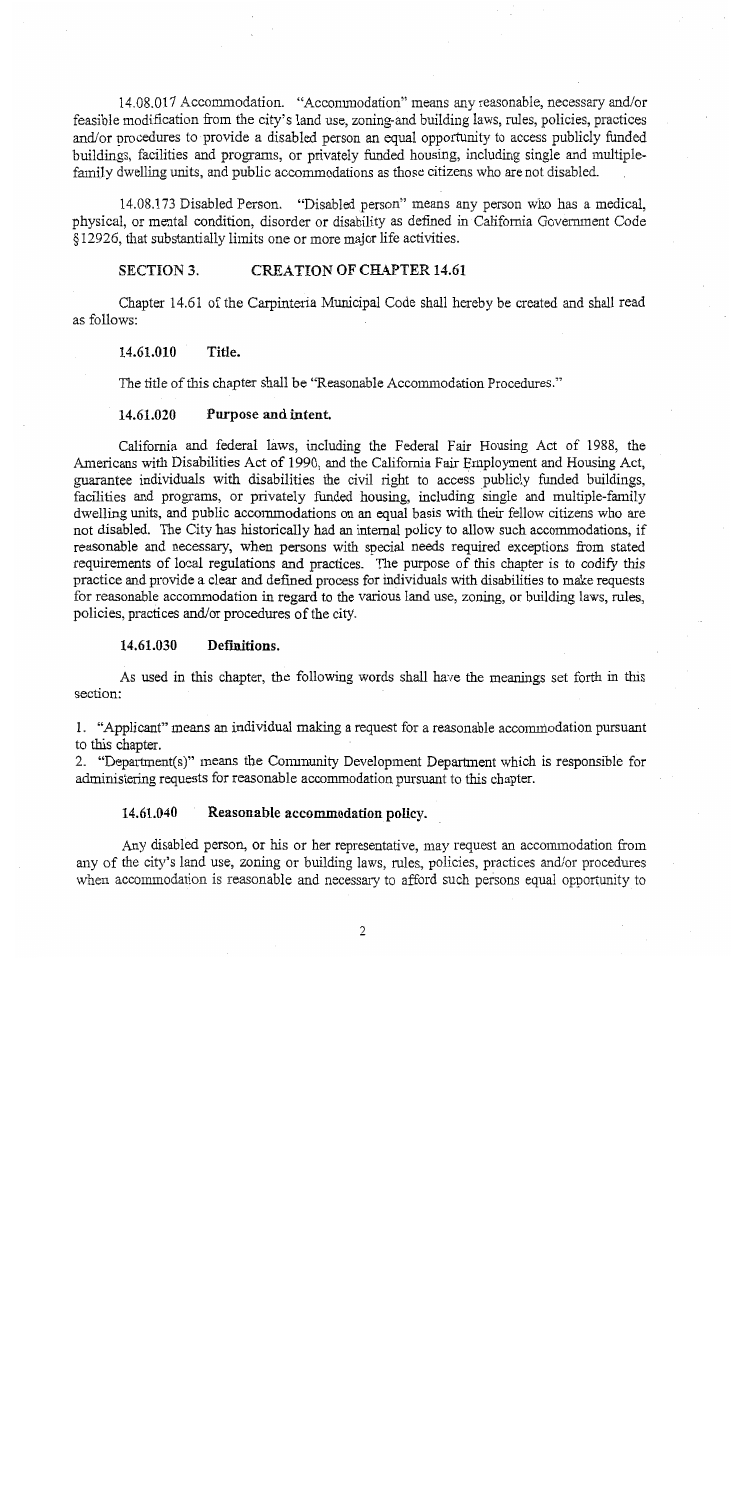14.08.017 Accommodation. "Accommodation" means any reasonable, necessary and/or feasible modification from the city's land use, zoning and building laws, rules, policies, practices and/or procedures to provide a disabled person an equal opportunity to access publicly funded buildings, facilities and programs, or privately funded housing, including single and multiple-family dwelling units, and public accommodations as those citizens who are not disabled.

14.08.173 Disabled Person. "Disabled person" means any person who has a medical, physical, or mental condition, disorder or disability as defined in California Government Code §12926, that substantially limits one or more major life activities.

## SECTION 3. CREATION OF CHAPTER 14.61

Chapter 14.61 of the Carpinteria Municipal Code shall hereby be created and shall read as follows:

### 14.61.010 Title.

The title of this chapter shall be "Reasonable Accommodation Procedures."

### 14.61.020 Purpose and intent.

California and federal laws, including the Federal Fair Housing Act of 1988, the Americans with Disabilities Act of 1990, and the California Fair Employment and Housing Act, guarantee individuals with disabilities the civil right to access publicly funded buildings, facilities and programs, or privately funded housing, including single and multiple-family dwelling units, and public accommodations on an equal basis with their fellow citizens who are not disabled. The City has historically had an internal policy to allow such accommodations, if reasonable and necessary, when persons with special needs required exceptions from stated requirements of local regulations and practices. The purpose of this chapter is to codify this practice and provide a clear and defined process for individuals with disabilities to make requests for reasonable accommodation in regard to the various land use, zoning, or building laws, rules, policies, practices and/or procedures of the city.

### 14.61.030 Definitions.

As used in this chapter, the following words shall have the meanings set forth in this section:

1. "Applicant" means an individual making a request for a reasonable accommodation pursuant to this chapter.
2. "Department(s)" means the Community Development Department which is responsible for administering requests for reasonable accommodation pursuant to this chapter.

### 14.61.040 Reasonable accommodation policy.

Any disabled person, or his or her representative, may request an accommodation from any of the city's land use, zoning or building laws, rules, policies, practices and/or procedures when accommodation is reasonable and necessary to afford such persons equal opportunity to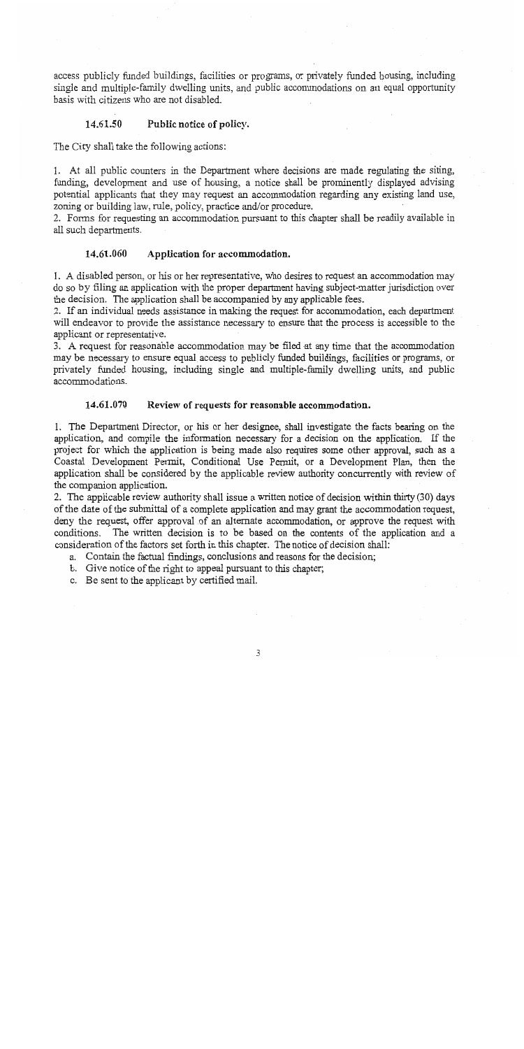access publicly funded buildings, facilities or programs, or privately funded housing, including single and multiple-family dwelling units, and public accommodations on an equal opportunity basis with citizens who are not disabled.

### 14.61.50 Public notice of policy.

The City shall take the following actions:

1. At all public counters in the Department where decisions are made regulating the siting, funding, development and use of housing, a notice shall be prominently displayed advising potential applicants that they may request an accommodation regarding any existing land use, zoning or building law, rule, policy, practice and/or procedure.
2. Forms for requesting an accommodation pursuant to this chapter shall be readily available in all such departments.

### 14.61.060 Application for accommodation.

1. A disabled person, or his or her representative, who desires to request an accommodation may do so by filing an application with the proper department having subject-matter jurisdiction over the decision. The application shall be accompanied by any applicable fees.
2. If an individual needs assistance in making the request for accommodation, each department will endeavor to provide the assistance necessary to ensure that the process is accessible to the applicant or representative.
3. A request for reasonable accommodation may be filed at any time that the accommodation may be necessary to ensure equal access to publicly funded buildings, facilities or programs, or privately funded housing, including single and multiple-family dwelling units, and public accommodations.

### 14.61.070 Review of requests for reasonable accommodation.

1. The Department Director, or his or her designee, shall investigate the facts bearing on the application, and compile the information necessary for a decision on the application. If the project for which the application is being made also requires some other approval, such as a Coastal Development Permit, Conditional Use Permit, or a Development Plan, then the application shall be considered by the applicable review authority concurrently with review of the companion application.
2. The applicable review authority shall issue a written notice of decision within thirty (30) days of the date of the submittal of a complete application and may grant the accommodation request, deny the request, offer approval of an alternate accommodation, or approve the request with conditions. The written decision is to be based on the contents of the application and a consideration of the factors set forth in this chapter. The notice of decision shall:
   a. Contain the factual findings, conclusions and reasons for the decision;
   b. Give notice of the right to appeal pursuant to this chapter;
   c. Be sent to the applicant by certified mail.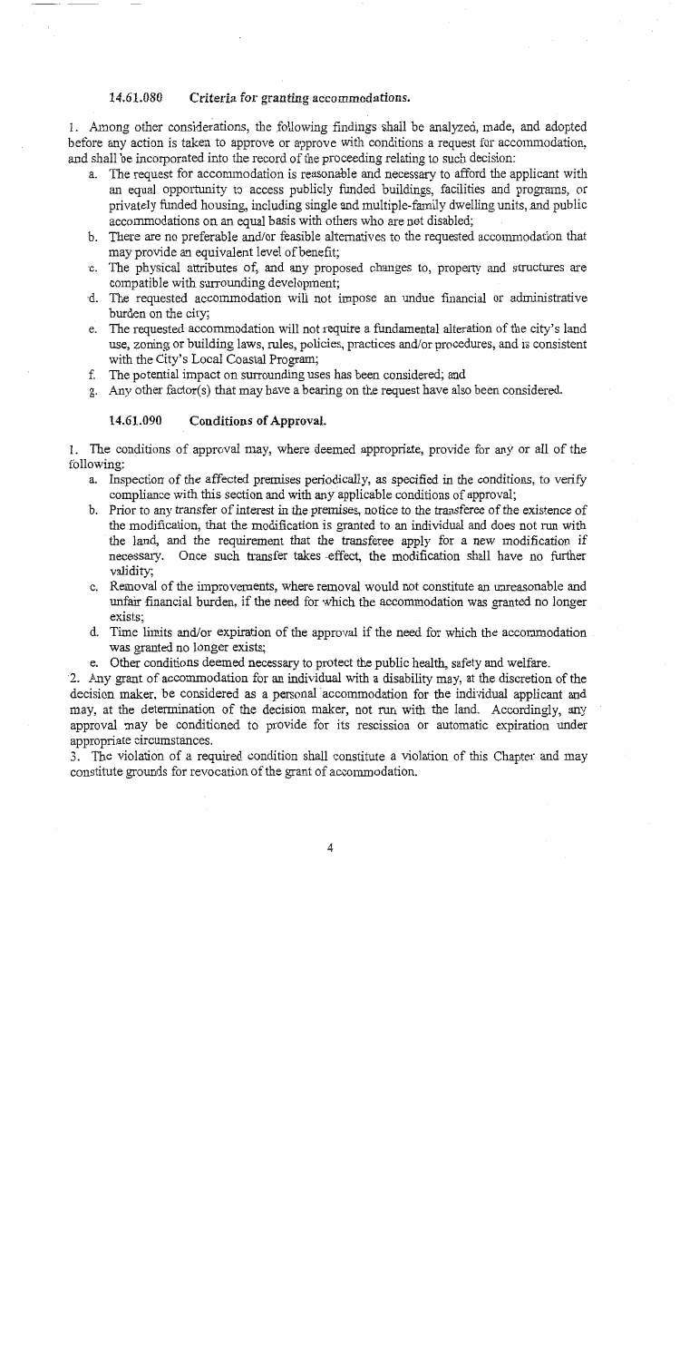### 14.61.080 Criteria for granting accommodations.

1. Among other considerations, the following findings shall be analyzed, made, and adopted before any action is taken to approve or approve with conditions a request for accommodation, and shall be incorporated into the record of the proceeding relating to such decision:
   a. The request for accommodation is reasonable and necessary to afford the applicant with an equal opportunity to access publicly funded buildings, facilities and programs, or privately funded housing, including single and multiple-family dwelling units, and public accommodations on an equal basis with others who are not disabled;
   b. There are no preferable and/or feasible alternatives to the requested accommodation that may provide an equivalent level of benefit;
   c. The physical attributes of, and any proposed changes to, property and structures are compatible with surrounding development;
   d. The requested accommodation will not impose an undue financial or administrative burden on the city;
   e. The requested accommodation will not require a fundamental alteration of the city's land use, zoning or building laws, rules, policies, practices and/or procedures, and is consistent with the City's Local Coastal Program;
   f. The potential impact on surrounding uses has been considered; and
   g. Any other factor(s) that may have a bearing on the request have also been considered.

### 14.61.090 Conditions of Approval.

1. The conditions of approval may, where deemed appropriate, provide for any or all of the following:
   a. Inspection of the affected premises periodically, as specified in the conditions, to verify compliance with this section and with any applicable conditions of approval;
   b. Prior to any transfer of interest in the premises, notice to the transferee of the existence of the modification, that the modification is granted to an individual and does not run with the land, and the requirement that the transferee apply for a new modification if necessary. Once such transfer takes effect, the modification shall have no further validity;
   c. Removal of the improvements, where removal would not constitute an unreasonable and unfair financial burden, if the need for which the accommodation was granted no longer exists;
   d. Time limits and/or expiration of the approval if the need for which the accommodation was granted no longer exists;
   e. Other conditions deemed necessary to protect the public health, safety and welfare.
2. Any grant of accommodation for an individual with a disability may, at the discretion of the decision maker, be considered as a personal accommodation for the individual applicant and may, at the determination of the decision maker, not run with the land. Accordingly, any approval may be conditioned to provide for its rescission or automatic expiration under appropriate circumstances.
3. The violation of a required condition shall constitute a violation of this Chapter and may constitute grounds for revocation of the grant of accommodation.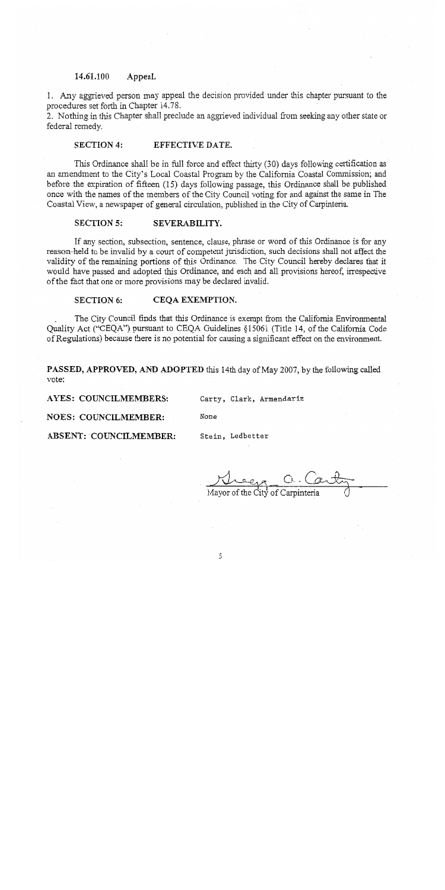### 14.61.100 Appeal.

1. Any aggrieved person may appeal the decision provided under this chapter pursuant to the procedures set forth in Chapter 14.78.
2. Nothing in this Chapter shall preclude an aggrieved individual from seeking any other state or federal remedy.

#### SECTION 4: EFFECTIVE DATE.

This Ordinance shall be in full force and effect thirty (30) days following certification as an amendment to the City's Local Coastal Program by the California Coastal Commission; and before the expiration of fifteen (15) days following passage, this Ordinance shall be published once with the names of the members of the City Council voting for and against the same in The Coastal View, a newspaper of general circulation, published in the City of Carpinteria.

#### SECTION 5: SEVERABILITY.

If any section, subsection, sentence, clause, phrase or word of this Ordinance is for any reason held to be invalid by a court of competent jurisdiction, such decisions shall not affect the validity of the remaining portions of this Ordinance. The City Council hereby declares that it would have passed and adopted this Ordinance, and each and all provisions hereof, irrespective of the fact that one or more provisions may be declared invalid.

#### SECTION 6: CEQA EXEMPTION.

The City Council finds that this Ordinance is exempt from the California Environmental Quality Act ("CEQA") pursuant to CEQA Guidelines §15061 (Title 14, of the California Code of Regulations) because there is no potential for causing a significant effect on the environment.

**PASSED, APPROVED, AND ADOPTED** this 14th day of May 2007, by the following called vote:

**AYES: COUNCILMEMBERS:** Carty, Clark, Armendariz

**NOES: COUNCILMEMBER:** None

**ABSENT: COUNCILMEMBER:** Stein, Ledbetter

Mayor of the City of Carpinteria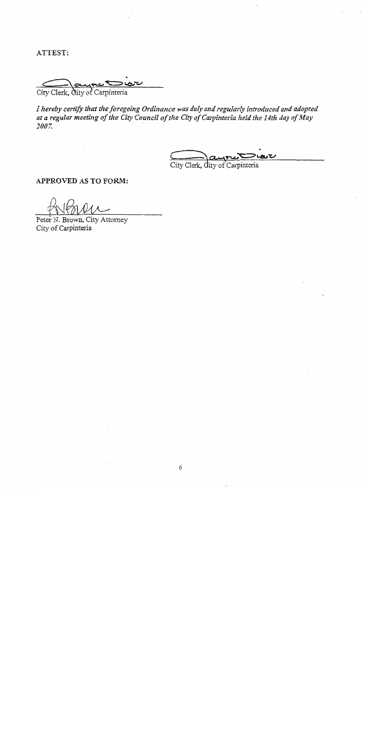**ATTEST:**

City Clerk, City of Carpinteria

*I hereby certify that the foregoing Ordinance was duly and regularly introduced and adopted at a regular meeting of the City Council of the City of Carpinteria held the 14th day of May 2007.*

City Clerk, City of Carpinteria

**APPROVED AS TO FORM:**

Peter N. Brown, City Attorney
City of Carpinteria